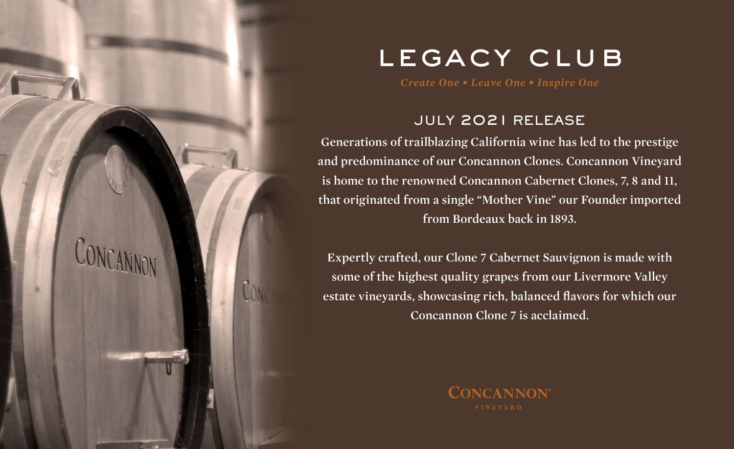# LEGACY CLUB

*Create One • Leave One • Inspire One*

## JULY 2021 RELEASE

Generations of trailblazing California wine has led to the prestige and predominance of our Concannon Clones. Concannon Vineyard is home to the renowned Concannon Cabernet Clones, 7, 8 and 11, that originated from a single "Mother Vine" our Founder imported from Bordeaux back in 1893.

Expertly crafted, our Clone 7 Cabernet Sauvignon is made with some of the highest quality grapes from our Livermore Valley estate vineyards, showcasing rich, balanced flavors for which our Concannon Clone 7 is acclaimed.

CONCANNON
VINEYARD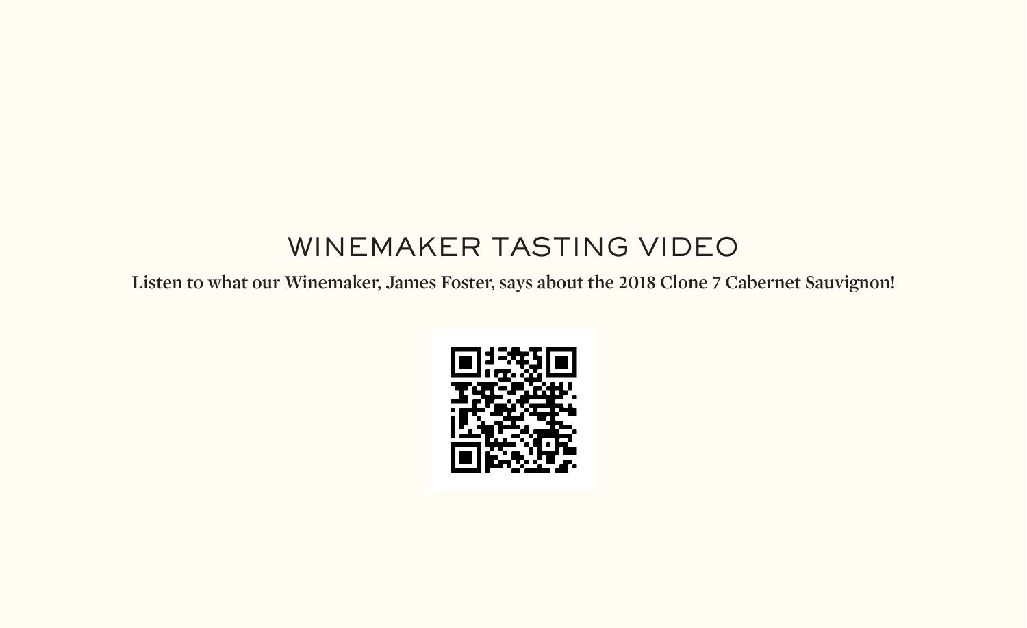# WINEMAKER TASTING VIDEO

**Listen to what our Winemaker, James Foster, says about the 2018 Clone 7 Cabernet Sauvignon!**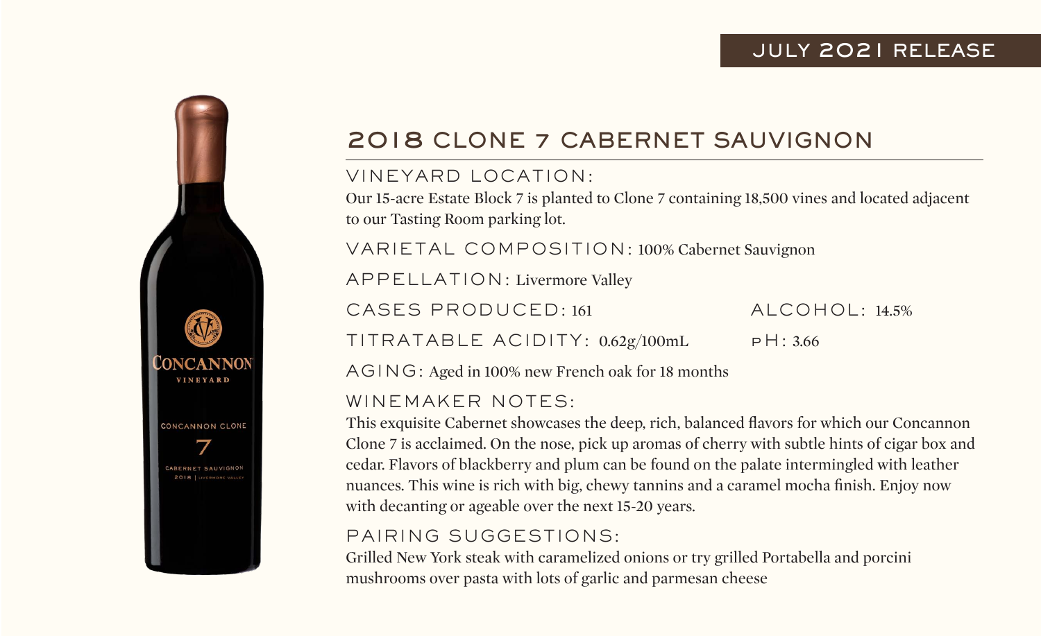JULY 2021 RELEASE

# 2018 CLONE 7 CABERNET SAUVIGNON

VINEYARD LOCATION:
Our 15-acre Estate Block 7 is planted to Clone 7 containing 18,500 vines and located adjacent to our Tasting Room parking lot.

VARIETAL COMPOSITION: 100% Cabernet Sauvignon

APPELLATION: Livermore Valley

CASES PRODUCED: 161

ALCOHOL: 14.5%

TITRATABLE ACIDITY: 0.62g/100mL

pH: 3.66

AGING: Aged in 100% new French oak for 18 months

WINEMAKER NOTES:
This exquisite Cabernet showcases the deep, rich, balanced flavors for which our Concannon Clone 7 is acclaimed. On the nose, pick up aromas of cherry with subtle hints of cigar box and cedar. Flavors of blackberry and plum can be found on the palate intermingled with leather nuances. This wine is rich with big, chewy tannins and a caramel mocha finish. Enjoy now with decanting or ageable over the next 15-20 years.

PAIRING SUGGESTIONS:
Grilled New York steak with caramelized onions or try grilled Portabella and porcini mushrooms over pasta with lots of garlic and parmesan cheese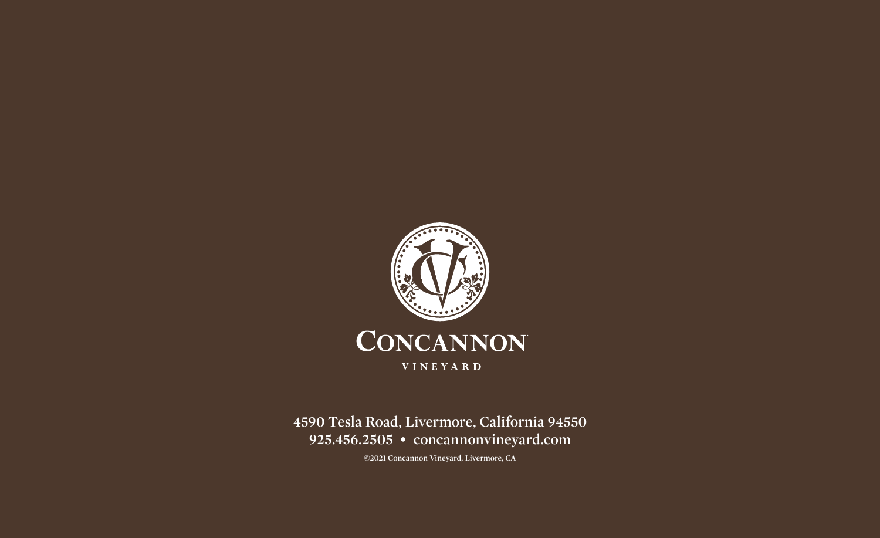CONCANNON

VINEYARD

4590 Tesla Road, Livermore, California 94550

925.456.2505 • concannonvineyard.com

©2021 Concannon Vineyard, Livermore, CA